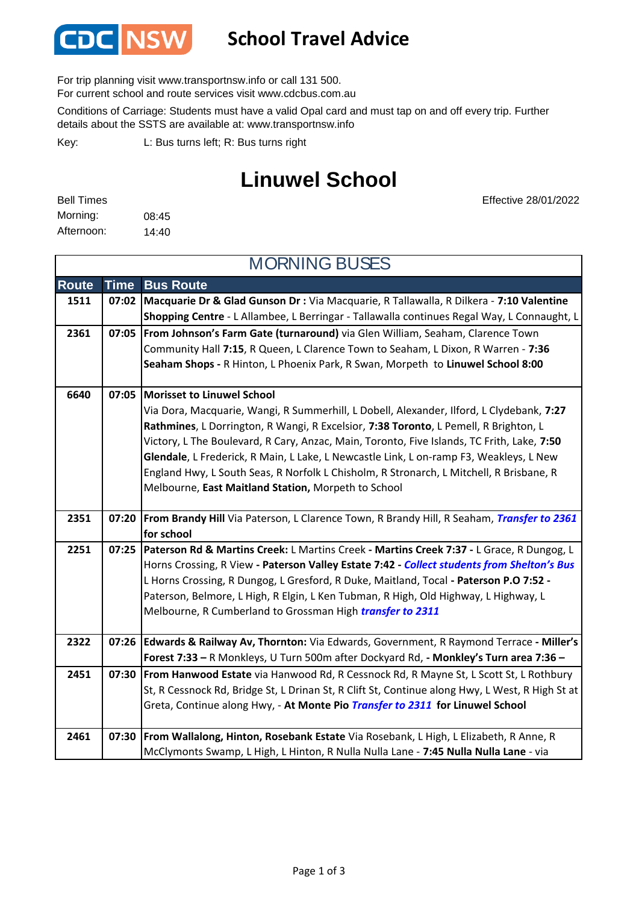# CDC NSW School Travel Advice

For trip planning visit www.transportnsw.info or call 131 500.
For current school and route services visit www.cdcbus.com.au

Conditions of Carriage: Students must have a valid Opal card and must tap on and off every trip. Further details about the SSTS are available at: www.transportnsw.info

Key: L: Bus turns left; R: Bus turns right

## Linuwel School

Effective 28/01/2022

Bell Times
Morning: 08:45
Afternoon: 14:40

### MORNING BUSES

| Route | Time | Bus Route |
|---|---|---|
| 1511 | 07:02 | **Macquarie Dr & Glad Gunson Dr :** Via Macquarie, R Tallawalla, R Dilkera - **7:10 Valentine Shopping Centre** - L Allambee, L Berringar - Tallawalla continues Regal Way, L Connaught, L |
| 2361 | 07:05 | **From Johnson's Farm Gate (turnaround)** via Glen William, Seaham, Clarence Town Community Hall **7:15**, R Queen, L Clarence Town to Seaham, L Dixon, R Warren - **7:36 Seaham Shops -** R Hinton, L Phoenix Park, R Swan, Morpeth to **Linuwel School 8:00** |
| 6640 | 07:05 | **Morisset to Linuwel School** Via Dora, Macquarie, Wangi, R Summerhill, L Dobell, Alexander, Ilford, L Clydebank, **7:27 Rathmines**, L Dorrington, R Wangi, R Excelsior, **7:38 Toronto**, L Pemell, R Brighton, L Victory, L The Boulevard, R Cary, Anzac, Main, Toronto, Five Islands, TC Frith, Lake, **7:50 Glendale**, L Frederick, R Main, L Lake, L Newcastle Link, L on-ramp F3, Weakleys, L New England Hwy, L South Seas, R Norfolk L Chisholm, R Stronarch, L Mitchell, R Brisbane, R Melbourne, **East Maitland Station,** Morpeth to School |
| 2351 | 07:20 | **From Brandy Hill** Via Paterson, L Clarence Town, R Brandy Hill, R Seaham, ***Transfer to 2361*** **for school** |
| 2251 | 07:25 | **Paterson Rd & Martins Creek:** L Martins Creek - **Martins Creek 7:37 -** L Grace, R Dungog, L Horns Crossing, R View **- Paterson Valley Estate 7:42 -** ***Collect students from Shelton's Bus*** L Horns Crossing, R Dungog, L Gresford, R Duke, Maitland, Tocal - **Paterson P.O 7:52 -** Paterson, Belmore, L High, R Elgin, L Ken Tubman, R High, Old Highway, L Highway, L Melbourne, R Cumberland to Grossman High ***transfer to 2311*** |
| 2322 | 07:26 | **Edwards & Railway Av, Thornton:** Via Edwards, Government, R Raymond Terrace **- Miller's Forest 7:33 –** R Monkleys, U Turn 500m after Dockyard Rd, **- Monkley's Turn area 7:36 –** |
| 2451 | 07:30 | **From Hanwood Estate** via Hanwood Rd, R Cessnock Rd, R Mayne St, L Scott St, L Rothbury St, R Cessnock Rd, Bridge St, L Drinan St, R Clift St, Continue along Hwy, L West, R High St at Greta, Continue along Hwy, - **At Monte Pio** ***Transfer to 2311*** **for Linuwel School** |
| 2461 | 07:30 | **From Wallalong, Hinton, Rosebank Estate** Via Rosebank, L High, L Elizabeth, R Anne, R McClymonts Swamp, L High, L Hinton, R Nulla Nulla Lane - **7:45 Nulla Nulla Lane** - via |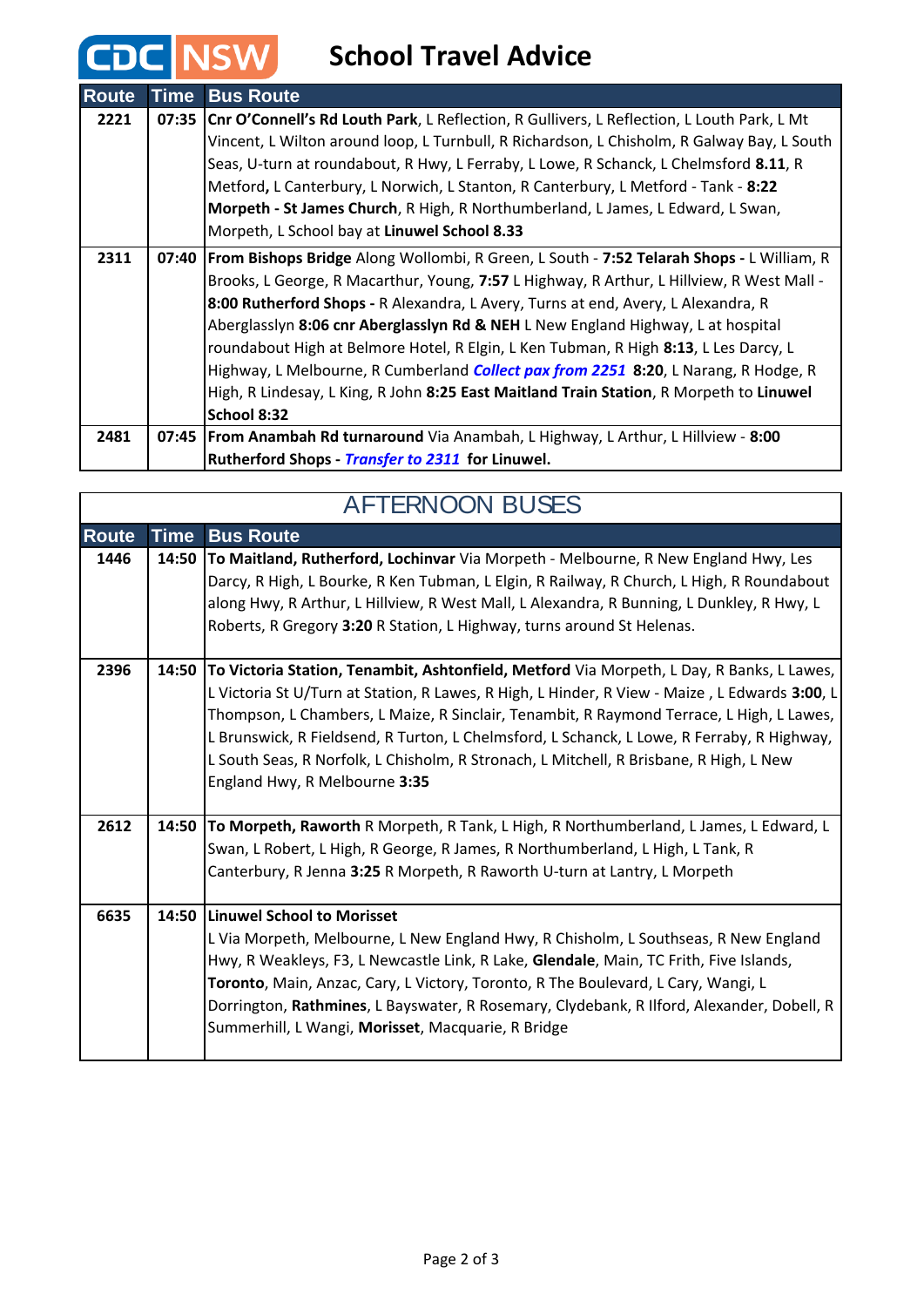# CDC NSW School Travel Advice

| Route | Time | Bus Route |
|---|---|---|
| 2221 | 07:35 | **Cnr O'Connell's Rd Louth Park**, L Reflection, R Gullivers, L Reflection, L Louth Park, L Mt Vincent, L Wilton around loop, L Turnbull, R Richardson, L Chisholm, R Galway Bay, L South Seas, U-turn at roundabout, R Hwy, L Ferraby, L Lowe, R Schanck, L Chelmsford **8.11**, R Metford**,** L Canterbury, L Norwich, L Stanton, R Canterbury, L Metford - Tank - **8:22 Morpeth - St James Church**, R High, R Northumberland, L James, L Edward, L Swan, Morpeth, L School bay at **Linuwel School 8.33** |
| 2311 | 07:40 | **From Bishops Bridge** Along Wollombi, R Green, L South - **7:52 Telarah Shops -** L William, R Brooks, L George, R Macarthur, Young, **7:57** L Highway, R Arthur, L Hillview, R West Mall - **8:00 Rutherford Shops -** R Alexandra, L Avery, Turns at end, Avery, L Alexandra, R Aberglasslyn **8:06 cnr Aberglasslyn Rd & NEH** L New England Highway, L at hospital roundabout High at Belmore Hotel, R Elgin, L Ken Tubman, R High **8:13**, L Les Darcy, L Highway, L Melbourne, R Cumberland ***Collect pax from 2251*** **8:20**, L Narang, R Hodge, R High, R Lindesay, L King, R John **8:25 East Maitland Train Station**, R Morpeth to **Linuwel School 8:32** |
| 2481 | 07:45 | **From Anambah Rd turnaround** Via Anambah, L Highway, L Arthur, L Hillview - **8:00 Rutherford Shops -** ***Transfer to 2311*** **for Linuwel.** |

## AFTERNOON BUSES

| Route | Time | Bus Route |
|---|---|---|
| 1446 | 14:50 | **To Maitland, Rutherford, Lochinvar** Via Morpeth - Melbourne, R New England Hwy, Les Darcy, R High, L Bourke, R Ken Tubman, L Elgin, R Railway, R Church, L High, R Roundabout along Hwy, R Arthur, L Hillview, R West Mall, L Alexandra, R Bunning, L Dunkley, R Hwy, L Roberts, R Gregory **3:20** R Station, L Highway, turns around St Helenas. |
| 2396 | 14:50 | **To Victoria Station, Tenambit, Ashtonfield, Metford** Via Morpeth, L Day, R Banks, L Lawes, L Victoria St U/Turn at Station, R Lawes, R High, L Hinder, R View - Maize , L Edwards **3:00**, L Thompson, L Chambers, L Maize, R Sinclair, Tenambit, R Raymond Terrace, L High, L Lawes, L Brunswick, R Fieldsend, R Turton, L Chelmsford, L Schanck, L Lowe, R Ferraby, R Highway, L South Seas, R Norfolk, L Chisholm, R Stronach, L Mitchell, R Brisbane, R High, L New England Hwy, R Melbourne **3:35** |
| 2612 | 14:50 | **To Morpeth, Raworth** R Morpeth, R Tank, L High, R Northumberland, L James, L Edward, L Swan, L Robert, L High, R George, R James, R Northumberland, L High, L Tank, R Canterbury, R Jenna **3:25** R Morpeth, R Raworth U-turn at Lantry, L Morpeth |
| 6635 | 14:50 | **Linuwel School to Morisset** L Via Morpeth, Melbourne, L New England Hwy, R Chisholm, L Southseas, R New England Hwy, R Weakleys, F3, L Newcastle Link, R Lake, **Glendale**, Main, TC Frith, Five Islands, **Toronto**, Main, Anzac, Cary, L Victory, Toronto, R The Boulevard, L Cary, Wangi, L Dorrington, **Rathmines**, L Bayswater, R Rosemary, Clydebank, R Ilford, Alexander, Dobell, R Summerhill, L Wangi, **Morisset**, Macquarie, R Bridge |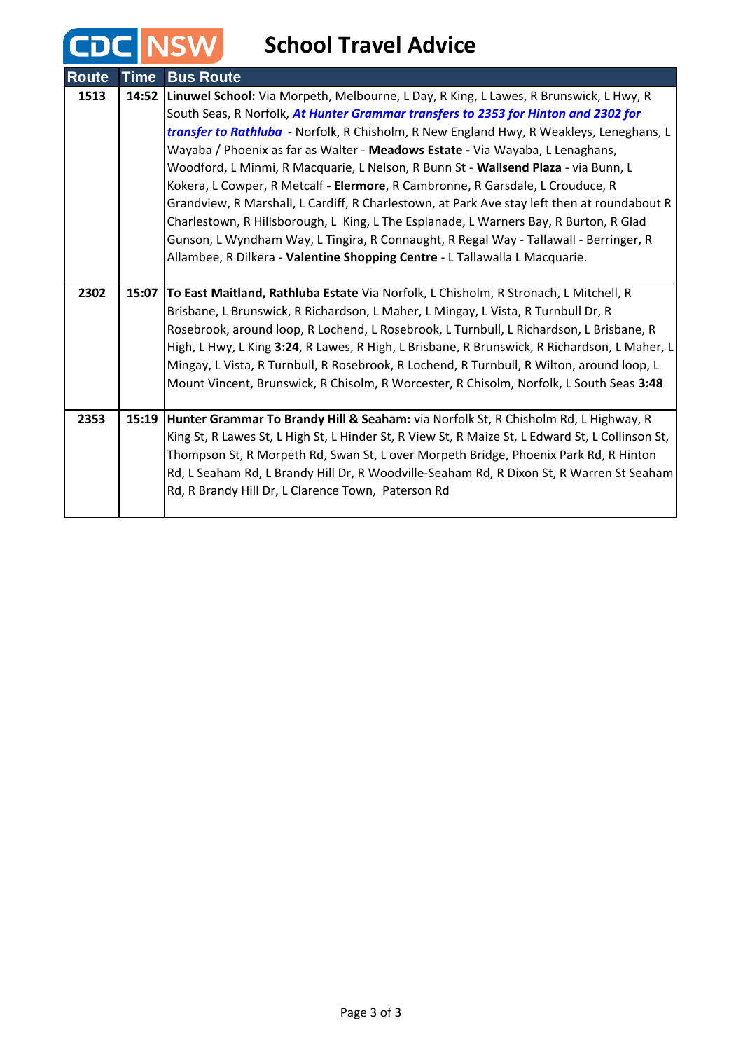# CDC NSW School Travel Advice

| Route | Time | Bus Route |
|---|---|---|
| 1513 | 14:52 | **Linuwel School:** Via Morpeth, Melbourne, L Day, R King, L Lawes, R Brunswick, L Hwy, R South Seas, R Norfolk, ***At Hunter Grammar transfers to 2353 for Hinton and 2302 for transfer to Rathluba*** **-** Norfolk, R Chisholm, R New England Hwy, R Weakleys, Leneghans, L Wayaba / Phoenix as far as Walter - **Meadows Estate -** Via Wayaba, L Lenaghans, Woodford, L Minmi, R Macquarie, L Nelson, R Bunn St - **Wallsend Plaza** - via Bunn, L Kokera, L Cowper, R Metcalf **- Elermore**, R Cambronne, R Garsdale, L Crouduce, R Grandview, R Marshall, L Cardiff, R Charlestown, at Park Ave stay left then at roundabout R Charlestown, R Hillsborough, L King, L The Esplanade, L Warners Bay, R Burton, R Glad Gunson, L Wyndham Way, L Tingira, R Connaught, R Regal Way - Tallawall - Berringer, R Allambee, R Dilkera - **Valentine Shopping Centre** - L Tallawalla L Macquarie. |
| 2302 | 15:07 | **To East Maitland, Rathluba Estate** Via Norfolk, L Chisholm, R Stronach, L Mitchell, R Brisbane, L Brunswick, R Richardson, L Maher, L Mingay, L Vista, R Turnbull Dr, R Rosebrook, around loop, R Lochend, L Rosebrook, L Turnbull, L Richardson, L Brisbane, R High, L Hwy, L King **3:24**, R Lawes, R High, L Brisbane, R Brunswick, R Richardson, L Maher, L Mingay, L Vista, R Turnbull, R Rosebrook, R Lochend, R Turnbull, R Wilton, around loop, L Mount Vincent, Brunswick, R Chisolm, R Worcester, R Chisolm, Norfolk, L South Seas **3:48** |
| 2353 | 15:19 | **Hunter Grammar To Brandy Hill & Seaham:** via Norfolk St, R Chisholm Rd, L Highway, R King St, R Lawes St, L High St, L Hinder St, R View St, R Maize St, L Edward St, L Collinson St, Thompson St, R Morpeth Rd, Swan St, L over Morpeth Bridge, Phoenix Park Rd, R Hinton Rd, L Seaham Rd, L Brandy Hill Dr, R Woodville-Seaham Rd, R Dixon St, R Warren St Seaham Rd, R Brandy Hill Dr, L Clarence Town, Paterson Rd |